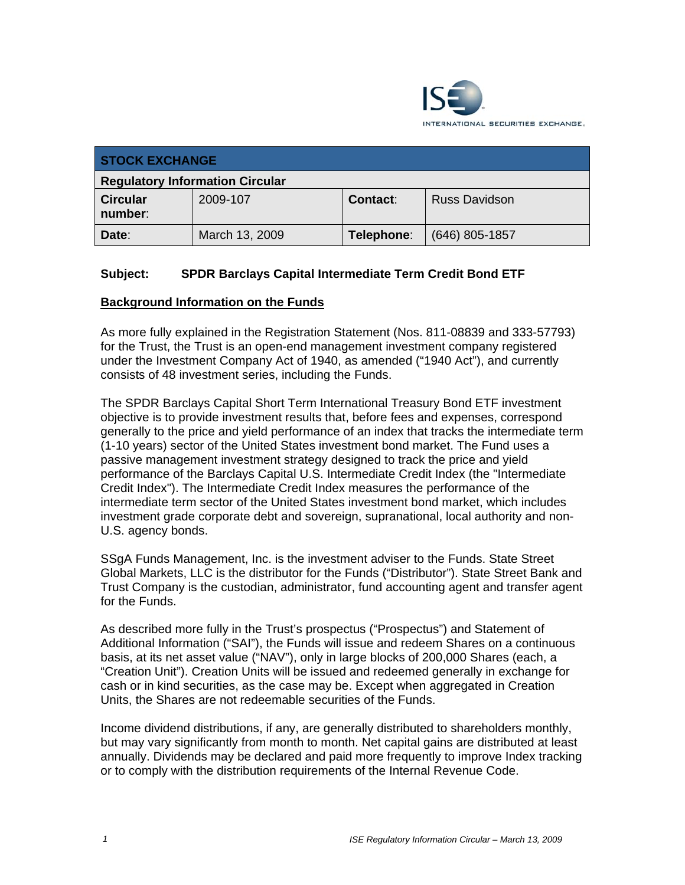INTERNATIONAL SECURITIES EXCHANGE.

| STOCK EXCHANGE | | | |
|---|---|---|---|
| **Regulatory Information Circular** | | | |
| **Circular number**: | 2009-107 | **Contact**: | Russ Davidson |
| **Date**: | March 13, 2009 | **Telephone**: | (646) 805-1857 |

**Subject: SPDR Barclays Capital Intermediate Term Credit Bond ETF**

**Background Information on the Funds**

As more fully explained in the Registration Statement (Nos. 811-08839 and 333-57793) for the Trust, the Trust is an open-end management investment company registered under the Investment Company Act of 1940, as amended ("1940 Act"), and currently consists of 48 investment series, including the Funds.

The SPDR Barclays Capital Short Term International Treasury Bond ETF investment objective is to provide investment results that, before fees and expenses, correspond generally to the price and yield performance of an index that tracks the intermediate term (1-10 years) sector of the United States investment bond market. The Fund uses a passive management investment strategy designed to track the price and yield performance of the Barclays Capital U.S. Intermediate Credit Index (the "Intermediate Credit Index"). The Intermediate Credit Index measures the performance of the intermediate term sector of the United States investment bond market, which includes investment grade corporate debt and sovereign, supranational, local authority and non-U.S. agency bonds.

SSgA Funds Management, Inc. is the investment adviser to the Funds. State Street Global Markets, LLC is the distributor for the Funds ("Distributor"). State Street Bank and Trust Company is the custodian, administrator, fund accounting agent and transfer agent for the Funds.

As described more fully in the Trust's prospectus ("Prospectus") and Statement of Additional Information ("SAI"), the Funds will issue and redeem Shares on a continuous basis, at its net asset value ("NAV"), only in large blocks of 200,000 Shares (each, a "Creation Unit"). Creation Units will be issued and redeemed generally in exchange for cash or in kind securities, as the case may be. Except when aggregated in Creation Units, the Shares are not redeemable securities of the Funds.

Income dividend distributions, if any, are generally distributed to shareholders monthly, but may vary significantly from month to month. Net capital gains are distributed at least annually. Dividends may be declared and paid more frequently to improve Index tracking or to comply with the distribution requirements of the Internal Revenue Code.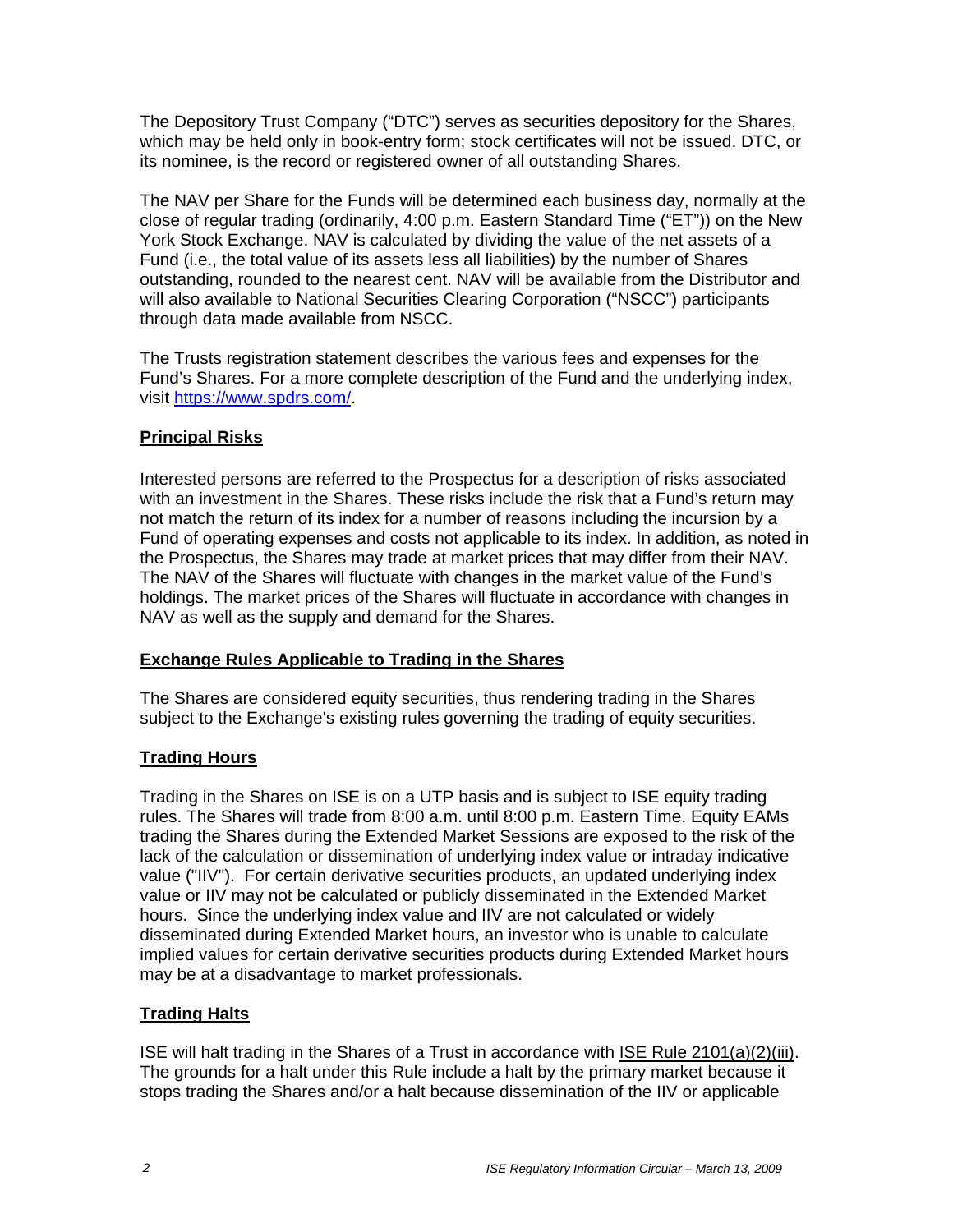The Depository Trust Company ("DTC") serves as securities depository for the Shares, which may be held only in book-entry form; stock certificates will not be issued. DTC, or its nominee, is the record or registered owner of all outstanding Shares.

The NAV per Share for the Funds will be determined each business day, normally at the close of regular trading (ordinarily, 4:00 p.m. Eastern Standard Time ("ET")) on the New York Stock Exchange. NAV is calculated by dividing the value of the net assets of a Fund (i.e., the total value of its assets less all liabilities) by the number of Shares outstanding, rounded to the nearest cent. NAV will be available from the Distributor and will also available to National Securities Clearing Corporation ("NSCC") participants through data made available from NSCC.

The Trusts registration statement describes the various fees and expenses for the Fund's Shares. For a more complete description of the Fund and the underlying index, visit https://www.spdrs.com/.

**Principal Risks**

Interested persons are referred to the Prospectus for a description of risks associated with an investment in the Shares. These risks include the risk that a Fund's return may not match the return of its index for a number of reasons including the incursion by a Fund of operating expenses and costs not applicable to its index. In addition, as noted in the Prospectus, the Shares may trade at market prices that may differ from their NAV. The NAV of the Shares will fluctuate with changes in the market value of the Fund's holdings. The market prices of the Shares will fluctuate in accordance with changes in NAV as well as the supply and demand for the Shares.

**Exchange Rules Applicable to Trading in the Shares**

The Shares are considered equity securities, thus rendering trading in the Shares subject to the Exchange's existing rules governing the trading of equity securities.

**Trading Hours**

Trading in the Shares on ISE is on a UTP basis and is subject to ISE equity trading rules. The Shares will trade from 8:00 a.m. until 8:00 p.m. Eastern Time. Equity EAMs trading the Shares during the Extended Market Sessions are exposed to the risk of the lack of the calculation or dissemination of underlying index value or intraday indicative value ("IIV"). For certain derivative securities products, an updated underlying index value or IIV may not be calculated or publicly disseminated in the Extended Market hours. Since the underlying index value and IIV are not calculated or widely disseminated during Extended Market hours, an investor who is unable to calculate implied values for certain derivative securities products during Extended Market hours may be at a disadvantage to market professionals.

**Trading Halts**

ISE will halt trading in the Shares of a Trust in accordance with ISE Rule 2101(a)(2)(iii). The grounds for a halt under this Rule include a halt by the primary market because it stops trading the Shares and/or a halt because dissemination of the IIV or applicable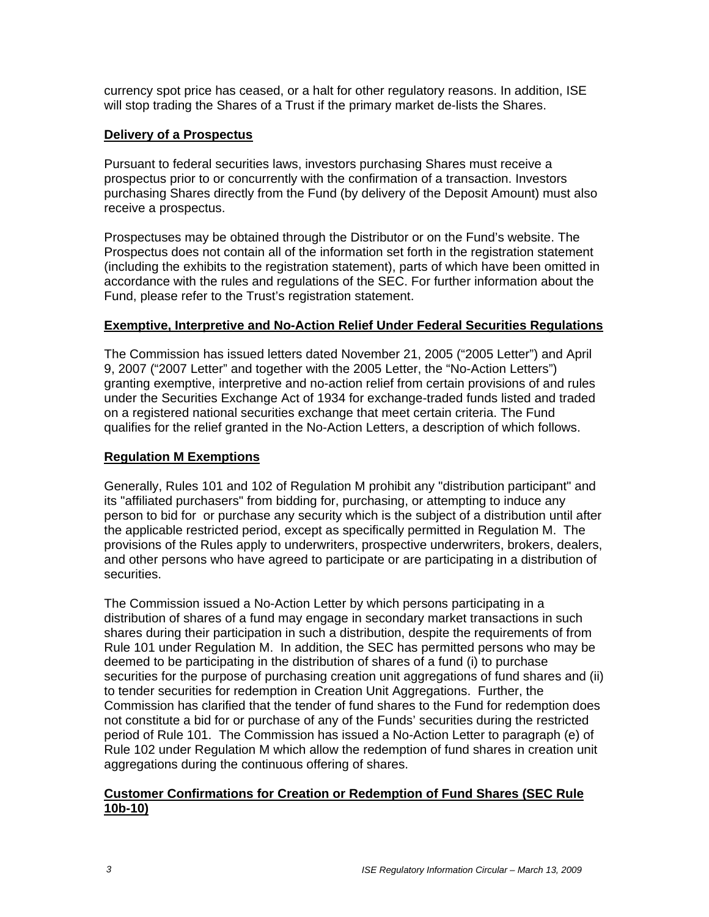currency spot price has ceased, or a halt for other regulatory reasons. In addition, ISE will stop trading the Shares of a Trust if the primary market de-lists the Shares.

**Delivery of a Prospectus**

Pursuant to federal securities laws, investors purchasing Shares must receive a prospectus prior to or concurrently with the confirmation of a transaction. Investors purchasing Shares directly from the Fund (by delivery of the Deposit Amount) must also receive a prospectus.

Prospectuses may be obtained through the Distributor or on the Fund's website. The Prospectus does not contain all of the information set forth in the registration statement (including the exhibits to the registration statement), parts of which have been omitted in accordance with the rules and regulations of the SEC. For further information about the Fund, please refer to the Trust's registration statement.

**Exemptive, Interpretive and No-Action Relief Under Federal Securities Regulations**

The Commission has issued letters dated November 21, 2005 ("2005 Letter") and April 9, 2007 ("2007 Letter" and together with the 2005 Letter, the "No-Action Letters") granting exemptive, interpretive and no-action relief from certain provisions of and rules under the Securities Exchange Act of 1934 for exchange-traded funds listed and traded on a registered national securities exchange that meet certain criteria. The Fund qualifies for the relief granted in the No-Action Letters, a description of which follows.

**Regulation M Exemptions**

Generally, Rules 101 and 102 of Regulation M prohibit any "distribution participant" and its "affiliated purchasers" from bidding for, purchasing, or attempting to induce any person to bid for or purchase any security which is the subject of a distribution until after the applicable restricted period, except as specifically permitted in Regulation M. The provisions of the Rules apply to underwriters, prospective underwriters, brokers, dealers, and other persons who have agreed to participate or are participating in a distribution of securities.

The Commission issued a No-Action Letter by which persons participating in a distribution of shares of a fund may engage in secondary market transactions in such shares during their participation in such a distribution, despite the requirements of from Rule 101 under Regulation M. In addition, the SEC has permitted persons who may be deemed to be participating in the distribution of shares of a fund (i) to purchase securities for the purpose of purchasing creation unit aggregations of fund shares and (ii) to tender securities for redemption in Creation Unit Aggregations. Further, the Commission has clarified that the tender of fund shares to the Fund for redemption does not constitute a bid for or purchase of any of the Funds' securities during the restricted period of Rule 101. The Commission has issued a No-Action Letter to paragraph (e) of Rule 102 under Regulation M which allow the redemption of fund shares in creation unit aggregations during the continuous offering of shares.

**Customer Confirmations for Creation or Redemption of Fund Shares (SEC Rule 10b-10)**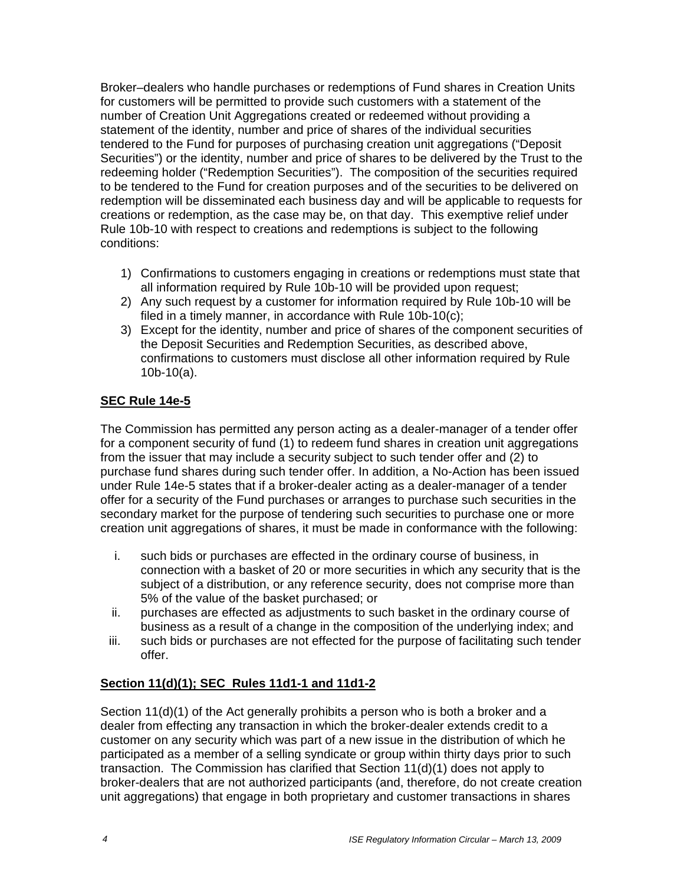Broker–dealers who handle purchases or redemptions of Fund shares in Creation Units for customers will be permitted to provide such customers with a statement of the number of Creation Unit Aggregations created or redeemed without providing a statement of the identity, number and price of shares of the individual securities tendered to the Fund for purposes of purchasing creation unit aggregations ("Deposit Securities") or the identity, number and price of shares to be delivered by the Trust to the redeeming holder ("Redemption Securities"). The composition of the securities required to be tendered to the Fund for creation purposes and of the securities to be delivered on redemption will be disseminated each business day and will be applicable to requests for creations or redemption, as the case may be, on that day. This exemptive relief under Rule 10b-10 with respect to creations and redemptions is subject to the following conditions:

1) Confirmations to customers engaging in creations or redemptions must state that all information required by Rule 10b-10 will be provided upon request;
2) Any such request by a customer for information required by Rule 10b-10 will be filed in a timely manner, in accordance with Rule 10b-10(c);
3) Except for the identity, number and price of shares of the component securities of the Deposit Securities and Redemption Securities, as described above, confirmations to customers must disclose all other information required by Rule 10b-10(a).

## SEC Rule 14e-5

The Commission has permitted any person acting as a dealer-manager of a tender offer for a component security of fund (1) to redeem fund shares in creation unit aggregations from the issuer that may include a security subject to such tender offer and (2) to purchase fund shares during such tender offer. In addition, a No-Action has been issued under Rule 14e-5 states that if a broker-dealer acting as a dealer-manager of a tender offer for a security of the Fund purchases or arranges to purchase such securities in the secondary market for the purpose of tendering such securities to purchase one or more creation unit aggregations of shares, it must be made in conformance with the following:

i. such bids or purchases are effected in the ordinary course of business, in connection with a basket of 20 or more securities in which any security that is the subject of a distribution, or any reference security, does not comprise more than 5% of the value of the basket purchased; or
ii. purchases are effected as adjustments to such basket in the ordinary course of business as a result of a change in the composition of the underlying index; and
iii. such bids or purchases are not effected for the purpose of facilitating such tender offer.

## Section 11(d)(1); SEC Rules 11d1-1 and 11d1-2

Section 11(d)(1) of the Act generally prohibits a person who is both a broker and a dealer from effecting any transaction in which the broker-dealer extends credit to a customer on any security which was part of a new issue in the distribution of which he participated as a member of a selling syndicate or group within thirty days prior to such transaction. The Commission has clarified that Section 11(d)(1) does not apply to broker-dealers that are not authorized participants (and, therefore, do not create creation unit aggregations) that engage in both proprietary and customer transactions in shares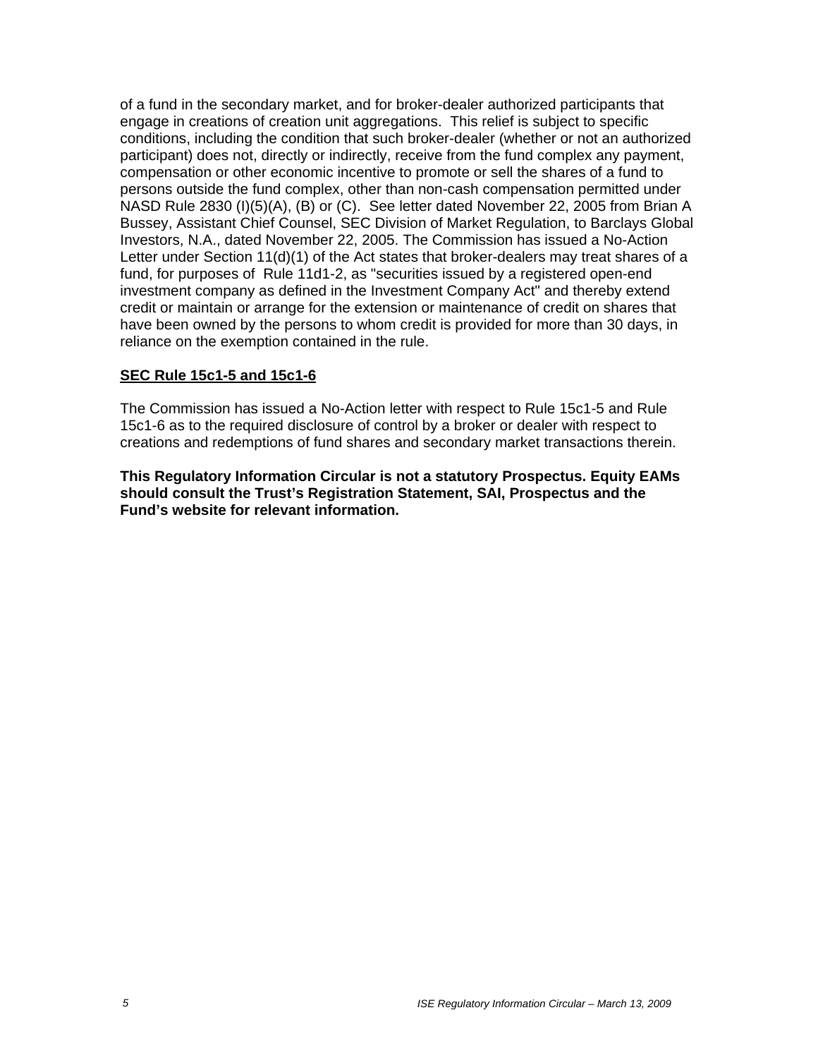of a fund in the secondary market, and for broker-dealer authorized participants that engage in creations of creation unit aggregations. This relief is subject to specific conditions, including the condition that such broker-dealer (whether or not an authorized participant) does not, directly or indirectly, receive from the fund complex any payment, compensation or other economic incentive to promote or sell the shares of a fund to persons outside the fund complex, other than non-cash compensation permitted under NASD Rule 2830 (I)(5)(A), (B) or (C). See letter dated November 22, 2005 from Brian A Bussey, Assistant Chief Counsel, SEC Division of Market Regulation, to Barclays Global Investors, N.A., dated November 22, 2005. The Commission has issued a No-Action Letter under Section 11(d)(1) of the Act states that broker-dealers may treat shares of a fund, for purposes of Rule 11d1-2, as "securities issued by a registered open-end investment company as defined in the Investment Company Act" and thereby extend credit or maintain or arrange for the extension or maintenance of credit on shares that have been owned by the persons to whom credit is provided for more than 30 days, in reliance on the exemption contained in the rule.

**SEC Rule 15c1-5 and 15c1-6**

The Commission has issued a No-Action letter with respect to Rule 15c1-5 and Rule 15c1-6 as to the required disclosure of control by a broker or dealer with respect to creations and redemptions of fund shares and secondary market transactions therein.

**This Regulatory Information Circular is not a statutory Prospectus. Equity EAMs should consult the Trust's Registration Statement, SAI, Prospectus and the Fund's website for relevant information.**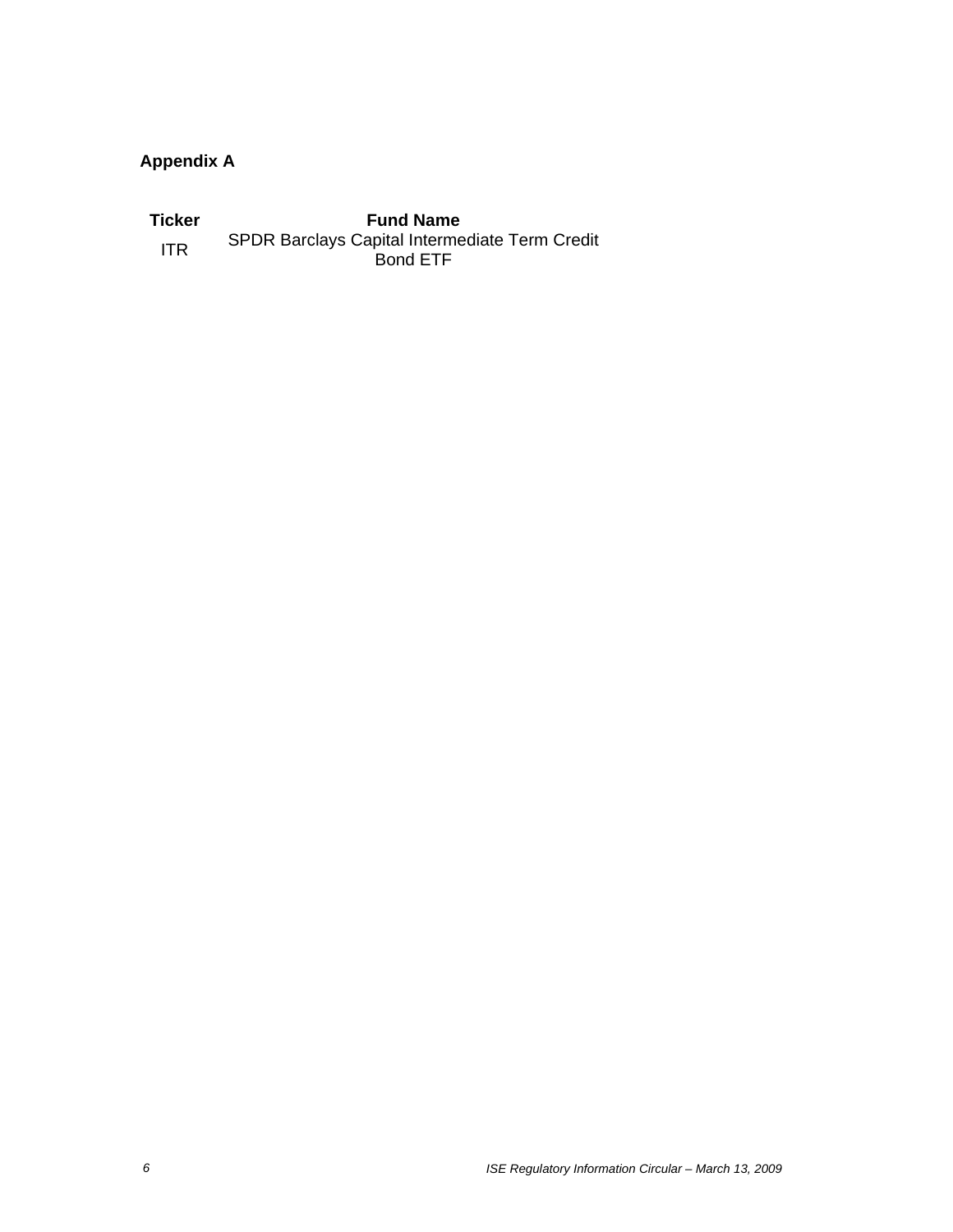**Appendix A**

| Ticker | Fund Name |
|---|---|
| ITR | SPDR Barclays Capital Intermediate Term Credit Bond ETF |